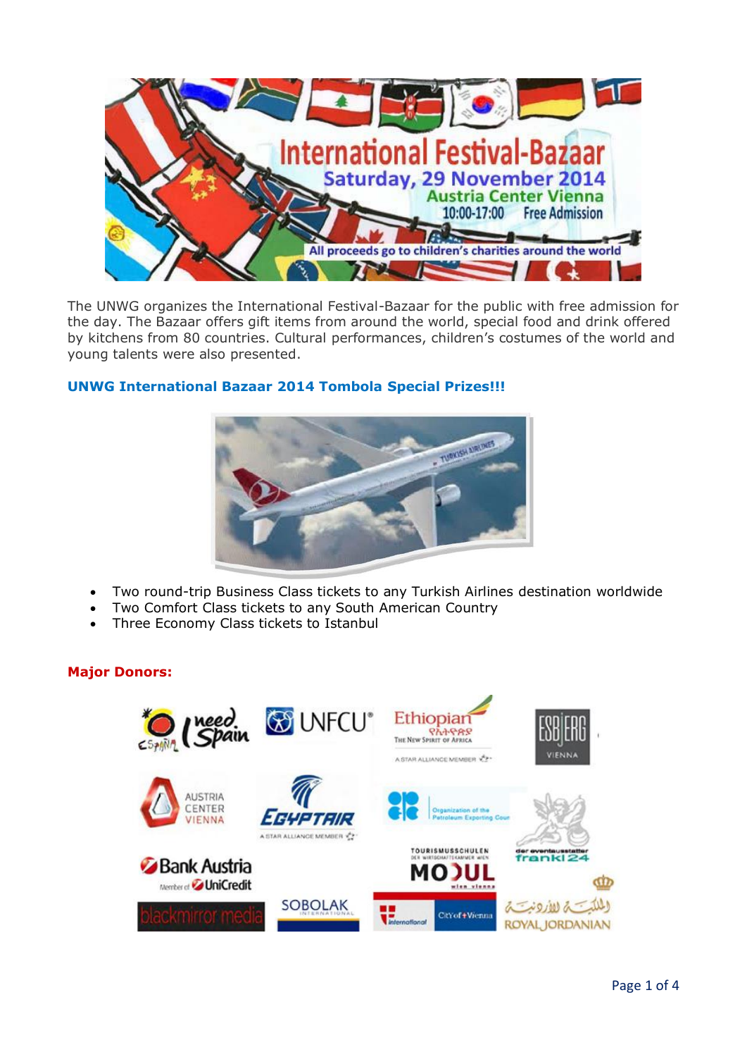# International Festival-Bazaar

**Saturday, 29 November 2014**
**Austria Center Vienna**
**10:00-17:00 Free Admission**
**All proceeds go to children's charities around the world**

The UNWG organizes the International Festival-Bazaar for the public with free admission for the day. The Bazaar offers gift items from around the world, special food and drink offered by kitchens from 80 countries. Cultural performances, children's costumes of the world and young talents were also presented.

## UNWG International Bazaar 2014 Tombola Special Prizes!!!

- Two round-trip Business Class tickets to any Turkish Airlines destination worldwide
- Two Comfort Class tickets to any South American Country
- Three Economy Class tickets to Istanbul

## Major Donors: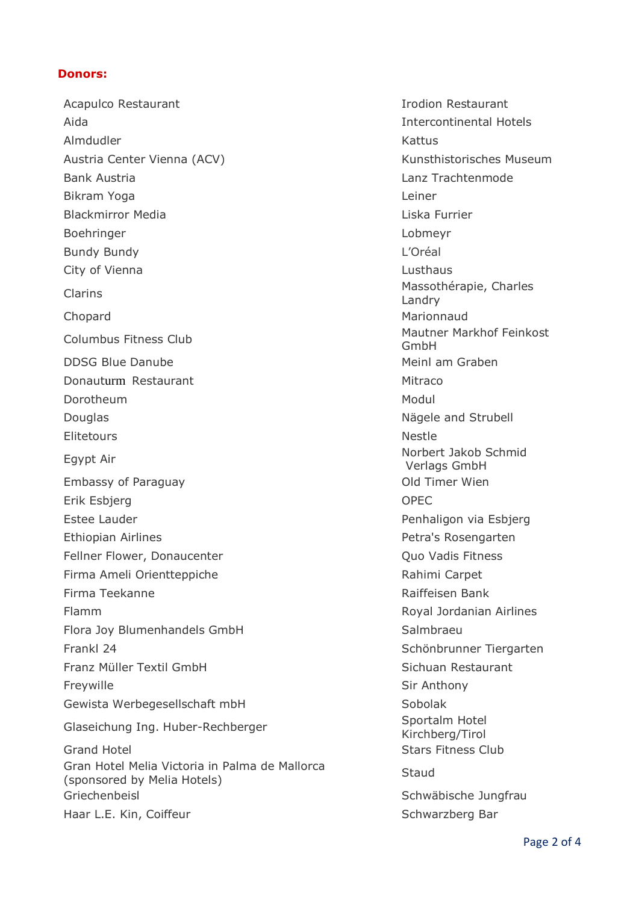**Donors:**

- Acapulco Restaurant
- Aida
- Almdudler
- Austria Center Vienna (ACV)
- Bank Austria
- Bikram Yoga
- Blackmirror Media
- Boehringer
- Bundy Bundy
- City of Vienna
- Clarins
- Chopard
- Columbus Fitness Club
- DDSG Blue Danube
- Donauturm Restaurant
- Dorotheum
- Douglas
- Elitetours
- Egypt Air
- Embassy of Paraguay
- Erik Esbjerg
- Estee Lauder
- Ethiopian Airlines
- Fellner Flower, Donaucenter
- Firma Ameli Orientteppiche
- Firma Teekanne
- Flamm
- Flora Joy Blumenhandels GmbH
- Frankl 24
- Franz Müller Textil GmbH
- Freywille
- Gewista Werbegesellschaft mbH
- Glaseichung Ing. Huber-Rechberger
- Grand Hotel
- Gran Hotel Melia Victoria in Palma de Mallorca (sponsored by Melia Hotels)
- Griechenbeisl
- Haar L.E. Kin, Coiffeur
- Irodion Restaurant
- Intercontinental Hotels
- Kattus
- Kunsthistorisches Museum
- Lanz Trachtenmode
- Leiner
- Liska Furrier
- Lobmeyr
- L'Oréal
- Lusthaus
- Massothérapie, Charles Landry
- Marionnaud
- Mautner Markhof Feinkost GmbH
- Meinl am Graben
- Mitraco
- Modul
- Nägele and Strubell
- Nestle
- Norbert Jakob Schmid Verlags GmbH
- Old Timer Wien
- OPEC
- Penhaligon via Esbjerg
- Petra's Rosengarten
- Quo Vadis Fitness
- Rahimi Carpet
- Raiffeisen Bank
- Royal Jordanian Airlines
- Salmbraeu
- Schönbrunner Tiergarten
- Sichuan Restaurant
- Sir Anthony
- Sobolak
- Sportalm Hotel Kirchberg/Tirol
- Stars Fitness Club
- Staud
- Schwäbische Jungfrau
- Schwarzberg Bar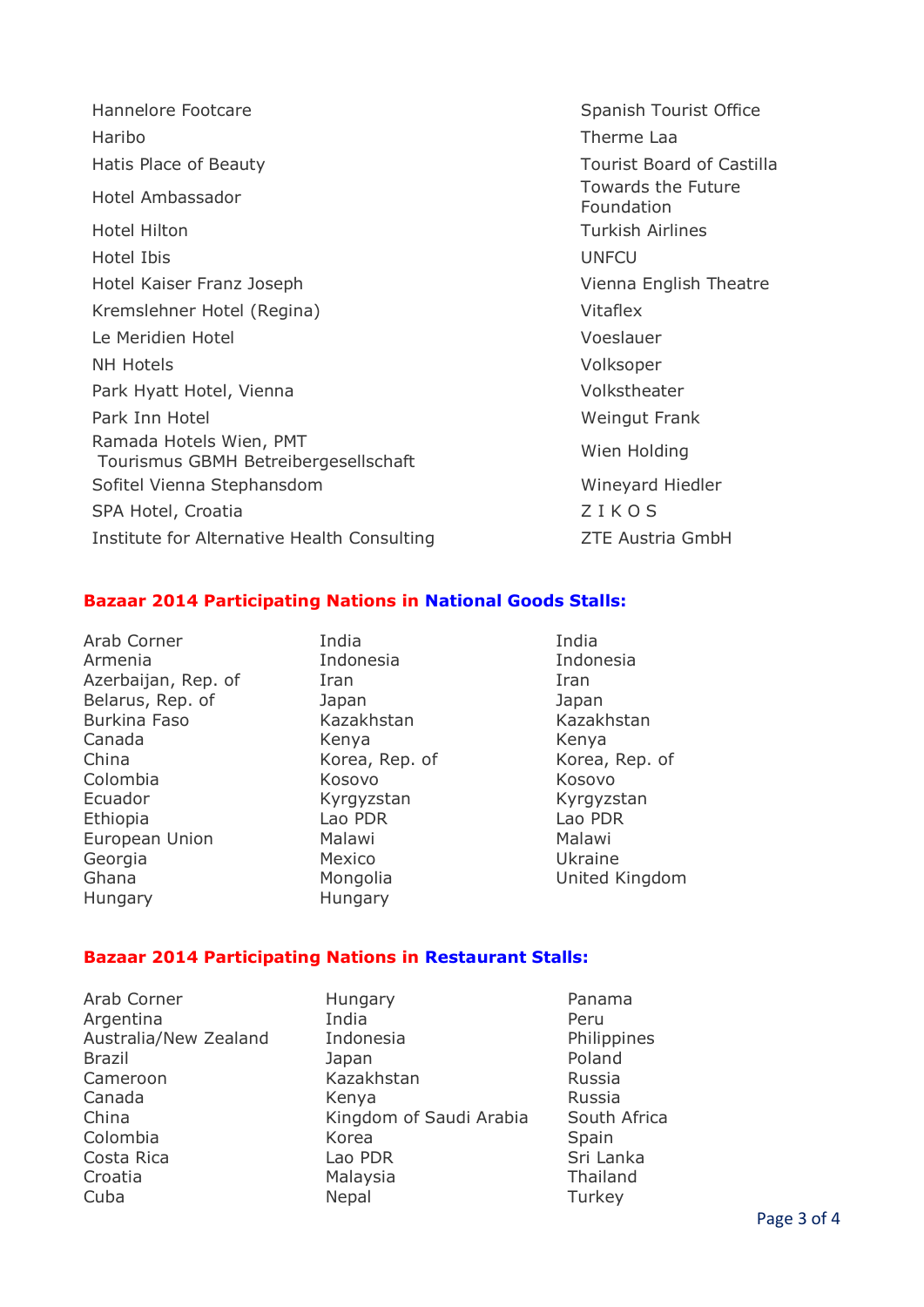Hannelore Footcare
Haribo
Hatis Place of Beauty
Hotel Ambassador
Hotel Hilton
Hotel Ibis
Hotel Kaiser Franz Joseph
Kremslehner Hotel (Regina)
Le Meridien Hotel
NH Hotels
Park Hyatt Hotel, Vienna
Park Inn Hotel
Ramada Hotels Wien, PMT Tourismus GBMH Betreibergesellschaft
Sofitel Vienna Stephansdom
SPA Hotel, Croatia
Institute for Alternative Health Consulting
Spanish Tourist Office
Therme Laa
Tourist Board of Castilla
Towards the Future Foundation
Turkish Airlines
UNFCU
Vienna English Theatre
Vitaflex
Voeslauer
Volksoper
Volkstheater
Weingut Frank
Wien Holding
Wineyard Hiedler
Z I K O S
ZTE Austria GmbH

**Bazaar 2014 Participating Nations in National Goods Stalls:**

Arab Corner
Armenia
Azerbaijan, Rep. of
Belarus, Rep. of
Burkina Faso
Canada
China
Colombia
Ecuador
Ethiopia
European Union
Georgia
Ghana
Hungary
India
Indonesia
Iran
Japan
Kazakhstan
Kenya
Korea, Rep. of
Kosovo
Kyrgyzstan
Lao PDR
Malawi
Mexico
Mongolia
Hungary
India
Indonesia
Iran
Japan
Kazakhstan
Kenya
Korea, Rep. of
Kosovo
Kyrgyzstan
Lao PDR
Malawi
Ukraine
United Kingdom

**Bazaar 2014 Participating Nations in Restaurant Stalls:**

Arab Corner
Argentina
Australia/New Zealand
Brazil
Cameroon
Canada
China
Colombia
Costa Rica
Croatia
Cuba
Hungary
India
Indonesia
Japan
Kazakhstan
Kenya
Kingdom of Saudi Arabia
Korea
Lao PDR
Malaysia
Nepal
Panama
Peru
Philippines
Poland
Russia
Russia
South Africa
Spain
Sri Lanka
Thailand
Turkey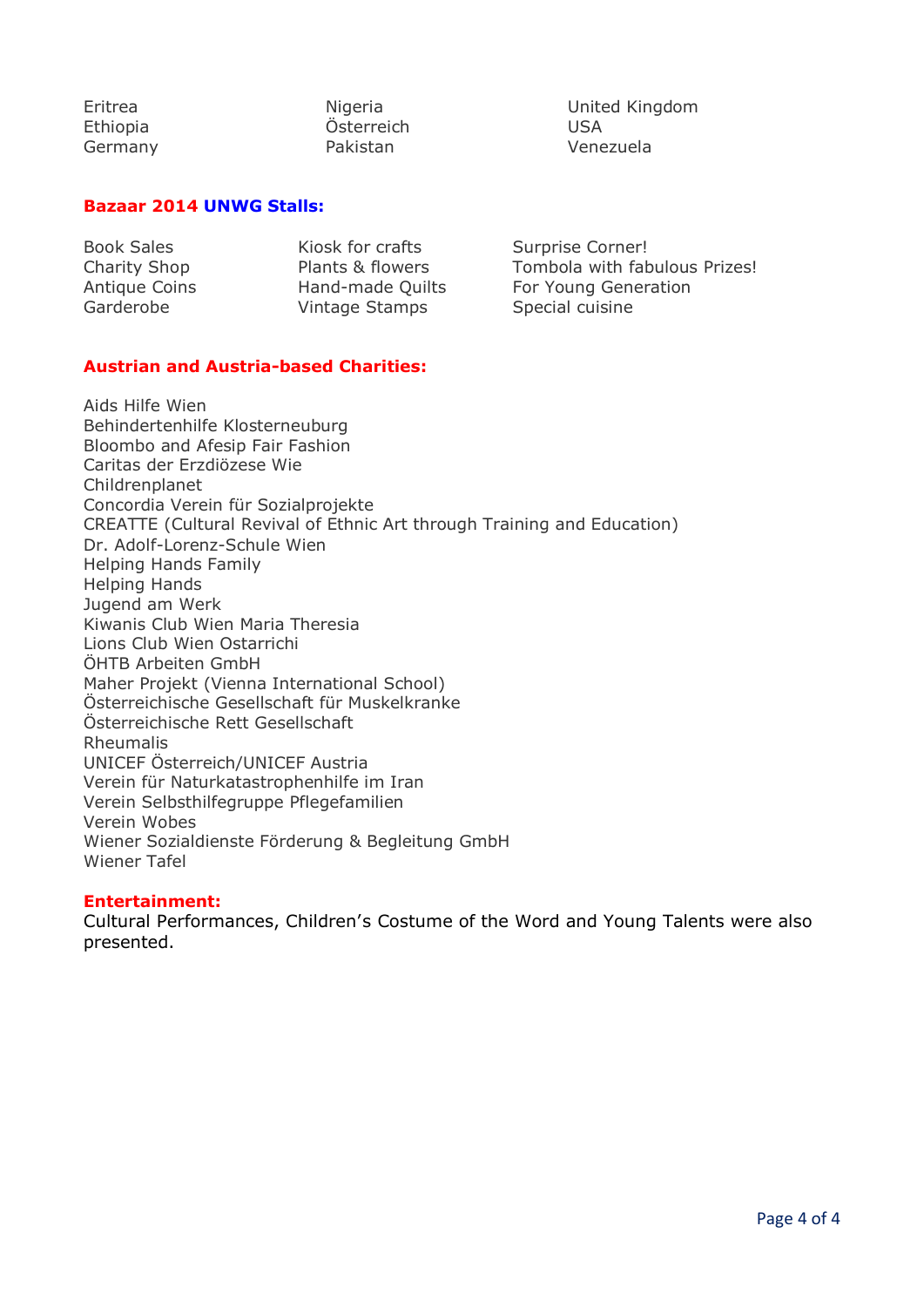Eritrea
Ethiopia
Germany
Nigeria
Österreich
Pakistan
United Kingdom
USA
Venezuela

**Bazaar 2014 UNWG Stalls:**

Book Sales
Charity Shop
Antique Coins
Garderobe
Kiosk for crafts
Plants & flowers
Hand-made Quilts
Vintage Stamps
Surprise Corner!
Tombola with fabulous Prizes!
For Young Generation
Special cuisine

**Austrian and Austria-based Charities:**

Aids Hilfe Wien
Behindertenhilfe Klosterneuburg
Bloombo and Afesip Fair Fashion
Caritas der Erzdiözese Wie
Childrenplanet
Concordia Verein für Sozialprojekte
CREATTE (Cultural Revival of Ethnic Art through Training and Education)
Dr. Adolf-Lorenz-Schule Wien
Helping Hands Family
Helping Hands
Jugend am Werk
Kiwanis Club Wien Maria Theresia
Lions Club Wien Ostarrichi
ÖHTB Arbeiten GmbH
Maher Projekt (Vienna International School)
Österreichische Gesellschaft für Muskelkranke
Österreichische Rett Gesellschaft
Rheumalis
UNICEF Österreich/UNICEF Austria
Verein für Naturkatastrophenhilfe im Iran
Verein Selbsthilfegruppe Pflegefamilien
Verein Wobes
Wiener Sozialdienste Förderung & Begleitung GmbH
Wiener Tafel

**Entertainment:**
Cultural Performances, Children's Costume of the Word and Young Talents were also presented.